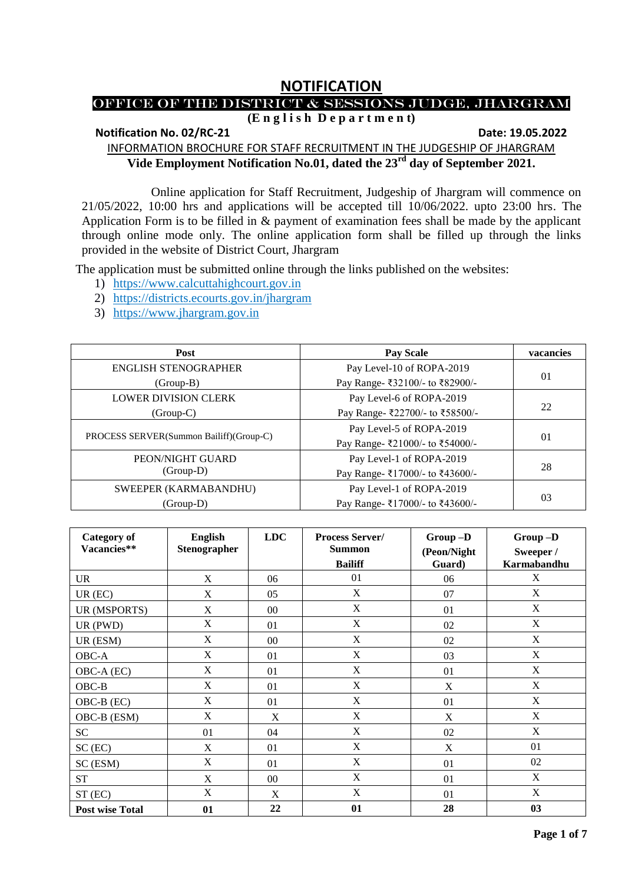# NOTIFICATION

## OFFICE OF THE DISTRICT & SESSIONS JUDGE, JHARGRAM

**(English Department)**

**Notification No. 02/RC-21** **Date: 19.05.2022**

INFORMATION BROCHURE FOR STAFF RECRUITMENT IN THE JUDGESHIP OF JHARGRAM

**Vide Employment Notification No.01, dated the 23rd day of September 2021.**

Online application for Staff Recruitment, Judgeship of Jhargram will commence on 21/05/2022, 10:00 hrs and applications will be accepted till 10/06/2022. upto 23:00 hrs. The Application Form is to be filled in & payment of examination fees shall be made by the applicant through online mode only. The online application form shall be filled up through the links provided in the website of District Court, Jhargram

The application must be submitted online through the links published on the websites:

1) https://www.calcuttahighcourt.gov.in
2) https://districts.ecourts.gov.in/jhargram
3) https://www.jhargram.gov.in

| Post | Pay Scale | vacancies |
|---|---|---|
| ENGLISH STENOGRAPHER (Group-B) | Pay Level-10 of ROPA-2019 Pay Range- ₹32100/- to ₹82900/- | 01 |
| LOWER DIVISION CLERK (Group-C) | Pay Level-6 of ROPA-2019 Pay Range- ₹22700/- to ₹58500/- | 22 |
| PROCESS SERVER(Summon Bailiff)(Group-C) | Pay Level-5 of ROPA-2019 Pay Range- ₹21000/- to ₹54000/- | 01 |
| PEON/NIGHT GUARD (Group-D) | Pay Level-1 of ROPA-2019 Pay Range- ₹17000/- to ₹43600/- | 28 |
| SWEEPER (KARMABANDHU) (Group-D) | Pay Level-1 of ROPA-2019 Pay Range- ₹17000/- to ₹43600/- | 03 |

| Category of Vacancies** | English Stenographer | LDC | Process Server/ Summon Bailiff | Group –D (Peon/Night Guard) | Group –D Sweeper / Karmabandhu |
|---|---|---|---|---|---|
| UR | X | 06 | 01 | 06 | X |
| UR (EC) | X | 05 | X | 07 | X |
| UR (MSPORTS) | X | 00 | X | 01 | X |
| UR (PWD) | X | 01 | X | 02 | X |
| UR (ESM) | X | 00 | X | 02 | X |
| OBC-A | X | 01 | X | 03 | X |
| OBC-A (EC) | X | 01 | X | 01 | X |
| OBC-B | X | 01 | X | X | X |
| OBC-B (EC) | X | 01 | X | 01 | X |
| OBC-B (ESM) | X | X | X | X | X |
| SC | 01 | 04 | X | 02 | X |
| SC (EC) | X | 01 | X | X | 01 |
| SC (ESM) | X | 01 | X | 01 | 02 |
| ST | X | 00 | X | 01 | X |
| ST (EC) | X | X | X | 01 | X |
| **Post wise Total** | **01** | **22** | **01** | **28** | **03** |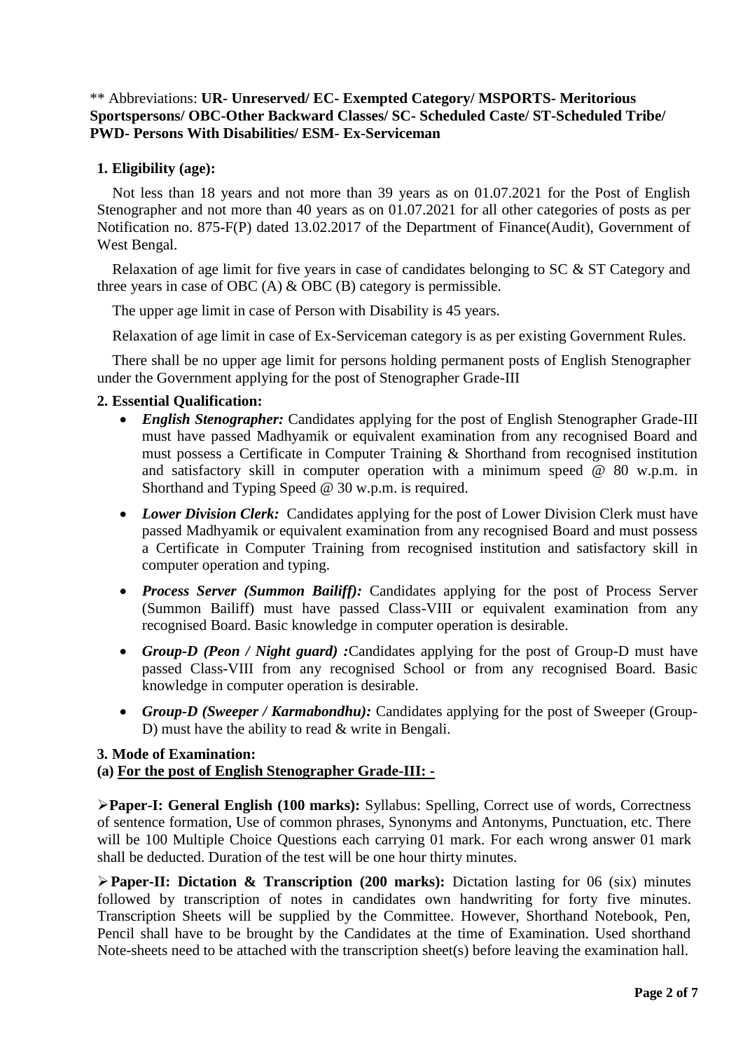\*\* Abbreviations: **UR- Unreserved/ EC- Exempted Category/ MSPORTS- Meritorious Sportspersons/ OBC-Other Backward Classes/ SC- Scheduled Caste/ ST-Scheduled Tribe/ PWD- Persons With Disabilities/ ESM- Ex-Serviceman**

**1. Eligibility (age):**

Not less than 18 years and not more than 39 years as on 01.07.2021 for the Post of English Stenographer and not more than 40 years as on 01.07.2021 for all other categories of posts as per Notification no. 875-F(P) dated 13.02.2017 of the Department of Finance(Audit), Government of West Bengal.

Relaxation of age limit for five years in case of candidates belonging to SC & ST Category and three years in case of OBC (A) & OBC (B) category is permissible.

The upper age limit in case of Person with Disability is 45 years.

Relaxation of age limit in case of Ex-Serviceman category is as per existing Government Rules.

There shall be no upper age limit for persons holding permanent posts of English Stenographer under the Government applying for the post of Stenographer Grade-III

**2. Essential Qualification:**

- ***English Stenographer:*** Candidates applying for the post of English Stenographer Grade-III must have passed Madhyamik or equivalent examination from any recognised Board and must possess a Certificate in Computer Training & Shorthand from recognised institution and satisfactory skill in computer operation with a minimum speed @ 80 w.p.m. in Shorthand and Typing Speed @ 30 w.p.m. is required.
- ***Lower Division Clerk:*** Candidates applying for the post of Lower Division Clerk must have passed Madhyamik or equivalent examination from any recognised Board and must possess a Certificate in Computer Training from recognised institution and satisfactory skill in computer operation and typing.
- ***Process Server (Summon Bailiff):*** Candidates applying for the post of Process Server (Summon Bailiff) must have passed Class-VIII or equivalent examination from any recognised Board. Basic knowledge in computer operation is desirable.
- ***Group-D (Peon / Night guard) :***Candidates applying for the post of Group-D must have passed Class-VIII from any recognised School or from any recognised Board. Basic knowledge in computer operation is desirable.
- ***Group-D (Sweeper / Karmabondhu):*** Candidates applying for the post of Sweeper (Group-D) must have the ability to read & write in Bengali.

**3. Mode of Examination:**

**(a) <u>For the post of English Stenographer Grade-III: -</u>**

➢ **Paper-I: General English (100 marks):** Syllabus: Spelling, Correct use of words, Correctness of sentence formation, Use of common phrases, Synonyms and Antonyms, Punctuation, etc. There will be 100 Multiple Choice Questions each carrying 01 mark. For each wrong answer 01 mark shall be deducted. Duration of the test will be one hour thirty minutes.

➢ **Paper-II: Dictation & Transcription (200 marks):** Dictation lasting for 06 (six) minutes followed by transcription of notes in candidates own handwriting for forty five minutes. Transcription Sheets will be supplied by the Committee. However, Shorthand Notebook, Pen, Pencil shall have to be brought by the Candidates at the time of Examination. Used shorthand Note-sheets need to be attached with the transcription sheet(s) before leaving the examination hall.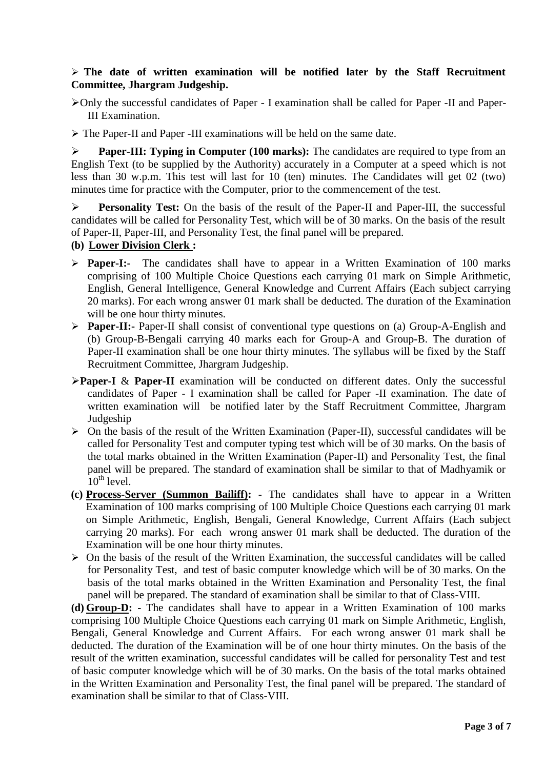- **The date of written examination will be notified later by the Staff Recruitment Committee, Jhargram Judgeship.**
- Only the successful candidates of Paper - I examination shall be called for Paper -II and Paper-III Examination.
- The Paper-II and Paper -III examinations will be held on the same date.
- **Paper-III: Typing in Computer (100 marks):** The candidates are required to type from an English Text (to be supplied by the Authority) accurately in a Computer at a speed which is not less than 30 w.p.m. This test will last for 10 (ten) minutes. The Candidates will get 02 (two) minutes time for practice with the Computer, prior to the commencement of the test.
- **Personality Test:** On the basis of the result of the Paper-II and Paper-III, the successful candidates will be called for Personality Test, which will be of 30 marks. On the basis of the result of Paper-II, Paper-III, and Personality Test, the final panel will be prepared.

**(b) Lower Division Clerk :**

- **Paper-I:-** The candidates shall have to appear in a Written Examination of 100 marks comprising of 100 Multiple Choice Questions each carrying 01 mark on Simple Arithmetic, English, General Intelligence, General Knowledge and Current Affairs (Each subject carrying 20 marks). For each wrong answer 01 mark shall be deducted. The duration of the Examination will be one hour thirty minutes.
- **Paper-II:-** Paper-II shall consist of conventional type questions on (a) Group-A-English and (b) Group-B-Bengali carrying 40 marks each for Group-A and Group-B. The duration of Paper-II examination shall be one hour thirty minutes. The syllabus will be fixed by the Staff Recruitment Committee, Jhargram Judgeship.
- **Paper-I** & **Paper-II** examination will be conducted on different dates. Only the successful candidates of Paper - I examination shall be called for Paper -II examination. The date of written examination will be notified later by the Staff Recruitment Committee, Jhargram Judgeship
- On the basis of the result of the Written Examination (Paper-II), successful candidates will be called for Personality Test and computer typing test which will be of 30 marks. On the basis of the total marks obtained in the Written Examination (Paper-II) and Personality Test, the final panel will be prepared. The standard of examination shall be similar to that of Madhyamik or $10^{th}$ level.

**(c) Process-Server (Summon Bailiff):** - The candidates shall have to appear in a Written Examination of 100 marks comprising of 100 Multiple Choice Questions each carrying 01 mark on Simple Arithmetic, English, Bengali, General Knowledge, Current Affairs (Each subject carrying 20 marks). For each wrong answer 01 mark shall be deducted. The duration of the Examination will be one hour thirty minutes.

- On the basis of the result of the Written Examination, the successful candidates will be called for Personality Test, and test of basic computer knowledge which will be of 30 marks. On the basis of the total marks obtained in the Written Examination and Personality Test, the final panel will be prepared. The standard of examination shall be similar to that of Class-VIII.

**(d) Group-D:** - The candidates shall have to appear in a Written Examination of 100 marks comprising 100 Multiple Choice Questions each carrying 01 mark on Simple Arithmetic, English, Bengali, General Knowledge and Current Affairs. For each wrong answer 01 mark shall be deducted. The duration of the Examination will be of one hour thirty minutes. On the basis of the result of the written examination, successful candidates will be called for personality Test and test of basic computer knowledge which will be of 30 marks. On the basis of the total marks obtained in the Written Examination and Personality Test, the final panel will be prepared. The standard of examination shall be similar to that of Class-VIII.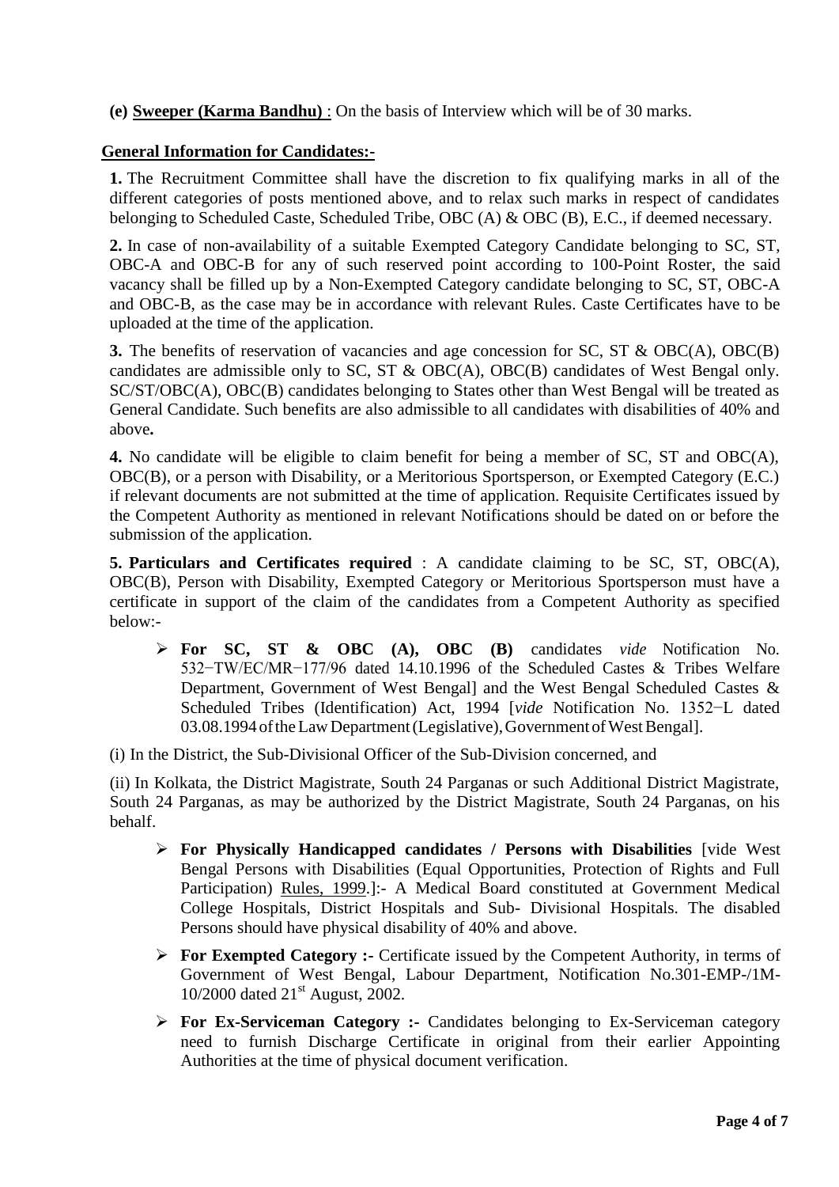**(e) Sweeper (Karma Bandhu)** : On the basis of Interview which will be of 30 marks.

**General Information for Candidates:-**

**1.** The Recruitment Committee shall have the discretion to fix qualifying marks in all of the different categories of posts mentioned above, and to relax such marks in respect of candidates belonging to Scheduled Caste, Scheduled Tribe, OBC (A) & OBC (B), E.C., if deemed necessary.

**2.** In case of non-availability of a suitable Exempted Category Candidate belonging to SC, ST, OBC-A and OBC-B for any of such reserved point according to 100-Point Roster, the said vacancy shall be filled up by a Non-Exempted Category candidate belonging to SC, ST, OBC-A and OBC-B, as the case may be in accordance with relevant Rules. Caste Certificates have to be uploaded at the time of the application.

**3.** The benefits of reservation of vacancies and age concession for SC, ST & OBC(A), OBC(B) candidates are admissible only to SC, ST & OBC(A), OBC(B) candidates of West Bengal only. SC/ST/OBC(A), OBC(B) candidates belonging to States other than West Bengal will be treated as General Candidate. Such benefits are also admissible to all candidates with disabilities of 40% and above**.**

**4.** No candidate will be eligible to claim benefit for being a member of SC, ST and OBC(A), OBC(B), or a person with Disability, or a Meritorious Sportsperson, or Exempted Category (E.C.) if relevant documents are not submitted at the time of application. Requisite Certificates issued by the Competent Authority as mentioned in relevant Notifications should be dated on or before the submission of the application.

**5. Particulars and Certificates required** : A candidate claiming to be SC, ST, OBC(A), OBC(B), Person with Disability, Exempted Category or Meritorious Sportsperson must have a certificate in support of the claim of the candidates from a Competent Authority as specified below:-

- **For SC, ST & OBC (A), OBC (B)** candidates *vide* Notification No. 532−TW/EC/MR−177/96 dated 14.10.1996 of the Scheduled Castes & Tribes Welfare Department, Government of West Bengal] and the West Bengal Scheduled Castes & Scheduled Tribes (Identification) Act, 1994 [*vide* Notification No. 1352−L dated 03.08.1994 of the Law Department (Legislative), Government of West Bengal].

(i) In the District, the Sub-Divisional Officer of the Sub-Division concerned, and

(ii) In Kolkata, the District Magistrate, South 24 Parganas or such Additional District Magistrate, South 24 Parganas, as may be authorized by the District Magistrate, South 24 Parganas, on his behalf.

- **For Physically Handicapped candidates / Persons with Disabilities** [vide West Bengal Persons with Disabilities (Equal Opportunities, Protection of Rights and Full Participation) Rules, 1999.]:- A Medical Board constituted at Government Medical College Hospitals, District Hospitals and Sub- Divisional Hospitals. The disabled Persons should have physical disability of 40% and above.
- **For Exempted Category :-** Certificate issued by the Competent Authority, in terms of Government of West Bengal, Labour Department, Notification No.301-EMP-/1M-10/2000 dated 21st August, 2002.
- **For Ex-Serviceman Category :-** Candidates belonging to Ex-Serviceman category need to furnish Discharge Certificate in original from their earlier Appointing Authorities at the time of physical document verification.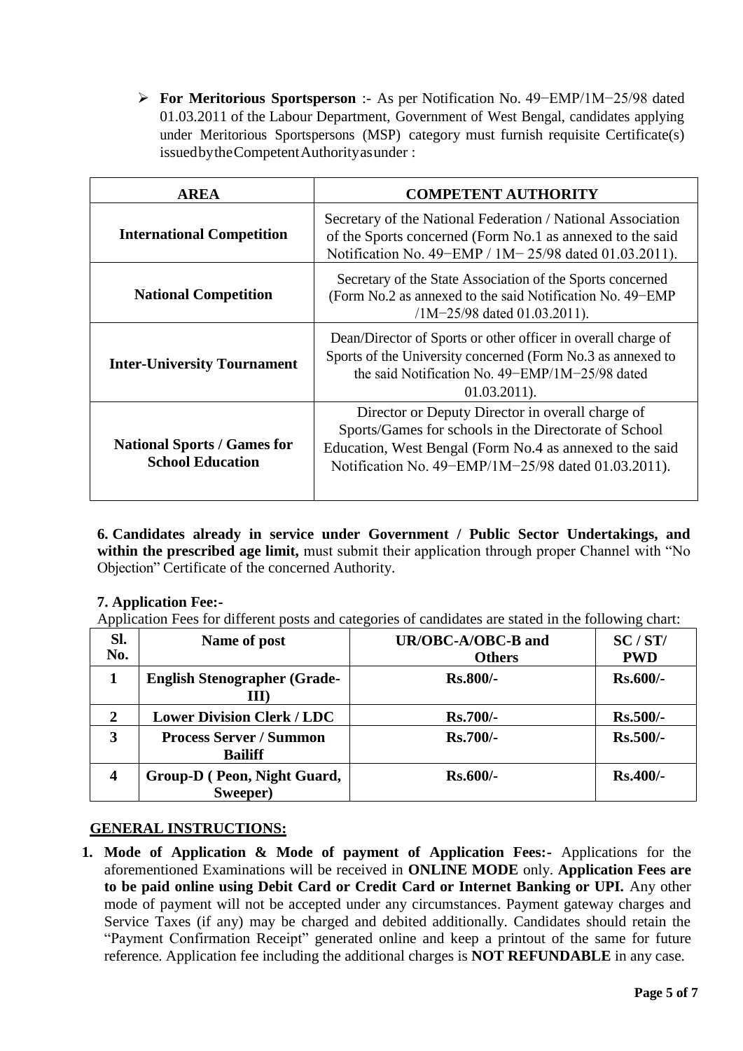- **For Meritorious Sportsperson** :- As per Notification No. 49−EMP/1M−25/98 dated 01.03.2011 of the Labour Department, Government of West Bengal, candidates applying under Meritorious Sportspersons (MSP) category must furnish requisite Certificate(s) issued by the Competent Authority as under :

| AREA | COMPETENT AUTHORITY |
|---|---|
| **International Competition** | Secretary of the National Federation / National Association of the Sports concerned (Form No.1 as annexed to the said Notification No. 49−EMP / 1M− 25/98 dated 01.03.2011). |
| **National Competition** | Secretary of the State Association of the Sports concerned (Form No.2 as annexed to the said Notification No. 49−EMP /1M−25/98 dated 01.03.2011). |
| **Inter-University Tournament** | Dean/Director of Sports or other officer in overall charge of Sports of the University concerned (Form No.3 as annexed to the said Notification No. 49−EMP/1M−25/98 dated 01.03.2011). |
| **National Sports / Games for School Education** | Director or Deputy Director in overall charge of Sports/Games for schools in the Directorate of School Education, West Bengal (Form No.4 as annexed to the said Notification No. 49−EMP/1M−25/98 dated 01.03.2011). |

**6. Candidates already in service under Government / Public Sector Undertakings, and within the prescribed age limit,** must submit their application through proper Channel with "No Objection" Certificate of the concerned Authority.

**7. Application Fee:-**

Application Fees for different posts and categories of candidates are stated in the following chart:

| Sl. No. | Name of post | UR/OBC-A/OBC-B and Others | SC / ST/ PWD |
|---|---|---|---|
| **1** | **English Stenographer (Grade-III)** | **Rs.800/-** | **Rs.600/-** |
| **2** | **Lower Division Clerk / LDC** | **Rs.700/-** | **Rs.500/-** |
| **3** | **Process Server / Summon Bailiff** | **Rs.700/-** | **Rs.500/-** |
| **4** | **Group-D ( Peon, Night Guard, Sweeper)** | **Rs.600/-** | **Rs.400/-** |

## GENERAL INSTRUCTIONS:

1. **Mode of Application & Mode of payment of Application Fees:-** Applications for the aforementioned Examinations will be received in **ONLINE MODE** only. **Application Fees are to be paid online using Debit Card or Credit Card or Internet Banking or UPI.** Any other mode of payment will not be accepted under any circumstances. Payment gateway charges and Service Taxes (if any) may be charged and debited additionally. Candidates should retain the "Payment Confirmation Receipt" generated online and keep a printout of the same for future reference. Application fee including the additional charges is **NOT REFUNDABLE** in any case.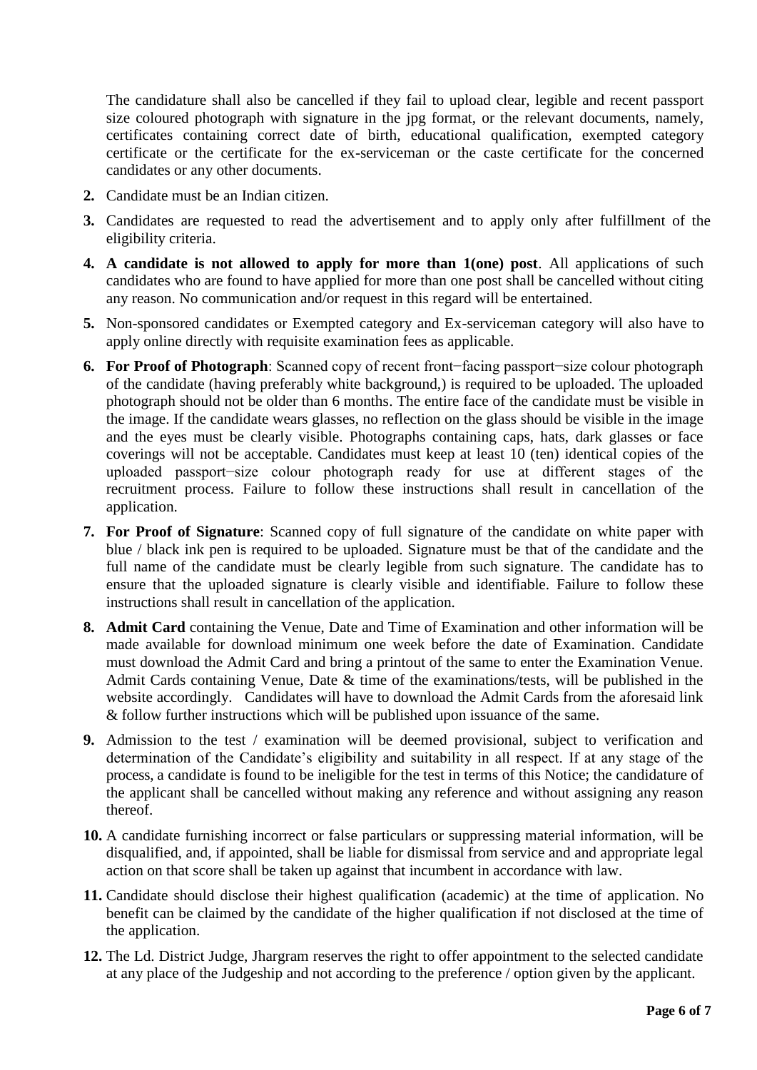The candidature shall also be cancelled if they fail to upload clear, legible and recent passport size coloured photograph with signature in the jpg format, or the relevant documents, namely, certificates containing correct date of birth, educational qualification, exempted category certificate or the certificate for the ex-serviceman or the caste certificate for the concerned candidates or any other documents.

2. Candidate must be an Indian citizen.

3. Candidates are requested to read the advertisement and to apply only after fulfillment of the eligibility criteria.

4. **A candidate is not allowed to apply for more than 1(one) post**. All applications of such candidates who are found to have applied for more than one post shall be cancelled without citing any reason. No communication and/or request in this regard will be entertained.

5. Non-sponsored candidates or Exempted category and Ex-serviceman category will also have to apply online directly with requisite examination fees as applicable.

6. **For Proof of Photograph**: Scanned copy of recent front−facing passport−size colour photograph of the candidate (having preferably white background,) is required to be uploaded. The uploaded photograph should not be older than 6 months. The entire face of the candidate must be visible in the image. If the candidate wears glasses, no reflection on the glass should be visible in the image and the eyes must be clearly visible. Photographs containing caps, hats, dark glasses or face coverings will not be acceptable. Candidates must keep at least 10 (ten) identical copies of the uploaded passport−size colour photograph ready for use at different stages of the recruitment process. Failure to follow these instructions shall result in cancellation of the application.

7. **For Proof of Signature**: Scanned copy of full signature of the candidate on white paper with blue / black ink pen is required to be uploaded. Signature must be that of the candidate and the full name of the candidate must be clearly legible from such signature. The candidate has to ensure that the uploaded signature is clearly visible and identifiable. Failure to follow these instructions shall result in cancellation of the application.

8. **Admit Card** containing the Venue, Date and Time of Examination and other information will be made available for download minimum one week before the date of Examination. Candidate must download the Admit Card and bring a printout of the same to enter the Examination Venue. Admit Cards containing Venue, Date & time of the examinations/tests, will be published in the website accordingly. Candidates will have to download the Admit Cards from the aforesaid link & follow further instructions which will be published upon issuance of the same.

9. Admission to the test / examination will be deemed provisional, subject to verification and determination of the Candidate's eligibility and suitability in all respect. If at any stage of the process, a candidate is found to be ineligible for the test in terms of this Notice; the candidature of the applicant shall be cancelled without making any reference and without assigning any reason thereof.

10. A candidate furnishing incorrect or false particulars or suppressing material information, will be disqualified, and, if appointed, shall be liable for dismissal from service and and appropriate legal action on that score shall be taken up against that incumbent in accordance with law.

11. Candidate should disclose their highest qualification (academic) at the time of application. No benefit can be claimed by the candidate of the higher qualification if not disclosed at the time of the application.

12. The Ld. District Judge, Jhargram reserves the right to offer appointment to the selected candidate at any place of the Judgeship and not according to the preference / option given by the applicant.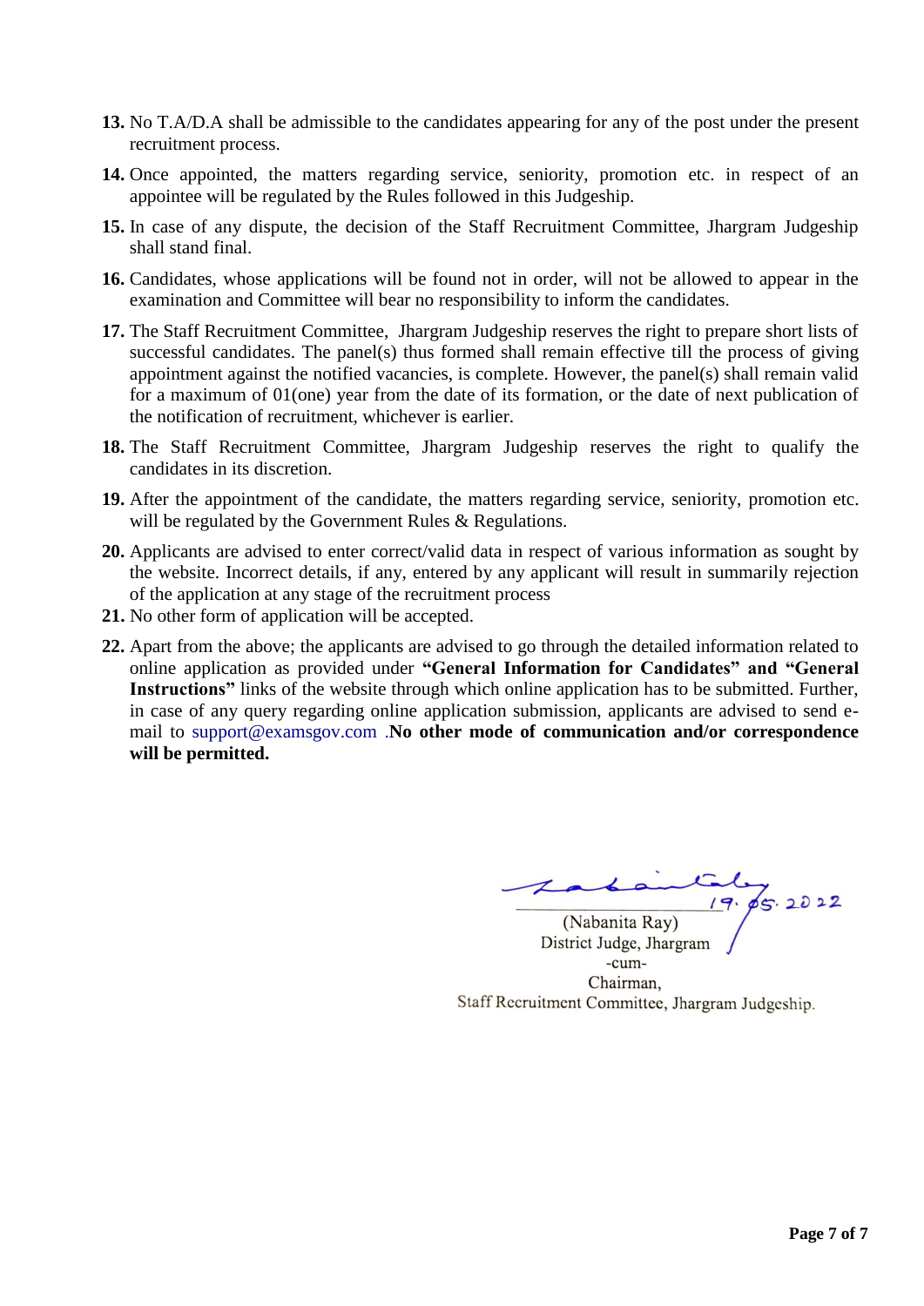13. No T.A/D.A shall be admissible to the candidates appearing for any of the post under the present recruitment process.

14. Once appointed, the matters regarding service, seniority, promotion etc. in respect of an appointee will be regulated by the Rules followed in this Judgeship.

15. In case of any dispute, the decision of the Staff Recruitment Committee, Jhargram Judgeship shall stand final.

16. Candidates, whose applications will be found not in order, will not be allowed to appear in the examination and Committee will bear no responsibility to inform the candidates.

17. The Staff Recruitment Committee, Jhargram Judgeship reserves the right to prepare short lists of successful candidates. The panel(s) thus formed shall remain effective till the process of giving appointment against the notified vacancies, is complete. However, the panel(s) shall remain valid for a maximum of 01(one) year from the date of its formation, or the date of next publication of the notification of recruitment, whichever is earlier.

18. The Staff Recruitment Committee, Jhargram Judgeship reserves the right to qualify the candidates in its discretion.

19. After the appointment of the candidate, the matters regarding service, seniority, promotion etc. will be regulated by the Government Rules & Regulations.

20. Applicants are advised to enter correct/valid data in respect of various information as sought by the website. Incorrect details, if any, entered by any applicant will result in summarily rejection of the application at any stage of the recruitment process

21. No other form of application will be accepted.

22. Apart from the above; the applicants are advised to go through the detailed information related to online application as provided under **"General Information for Candidates" and "General Instructions"** links of the website through which online application has to be submitted. Further, in case of any query regarding online application submission, applicants are advised to send e-mail to support@examsgov.com .**No other mode of communication and/or correspondence will be permitted.**

19.05.2022

(Nabanita Ray)
District Judge, Jhargram
-cum-
Chairman,
Staff Recruitment Committee, Jhargram Judgeship.